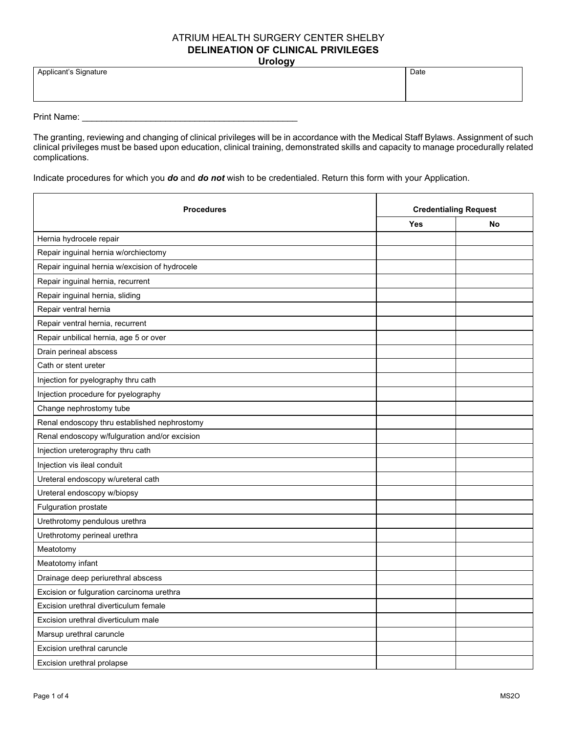# ATRIUM HEALTH SURGERY CENTER SHELBY

## DELINEATION OF CLINICAL PRIVILEGES

### Urology

| Applicant's Signature | Date |
|---|---|
| | |

Print Name: ___________________________________________

The granting, reviewing and changing of clinical privileges will be in accordance with the Medical Staff Bylaws. Assignment of such clinical privileges must be based upon education, clinical training, demonstrated skills and capacity to manage procedurally related complications.

Indicate procedures for which you ***do*** and ***do not*** wish to be credentialed. Return this form with your Application.

| Procedures | Credentialing Request | |
|---|---|---|
| | Yes | No |
| Hernia hydrocele repair | | |
| Repair inguinal hernia w/orchiectomy | | |
| Repair inguinal hernia w/excision of hydrocele | | |
| Repair inguinal hernia, recurrent | | |
| Repair inguinal hernia, sliding | | |
| Repair ventral hernia | | |
| Repair ventral hernia, recurrent | | |
| Repair unbilical hernia, age 5 or over | | |
| Drain perineal abscess | | |
| Cath or stent ureter | | |
| Injection for pyelography thru cath | | |
| Injection procedure for pyelography | | |
| Change nephrostomy tube | | |
| Renal endoscopy thru established nephrostomy | | |
| Renal endoscopy w/fulguration and/or excision | | |
| Injection ureterography thru cath | | |
| Injection vis ileal conduit | | |
| Ureteral endoscopy w/ureteral cath | | |
| Ureteral endoscopy w/biopsy | | |
| Fulguration prostate | | |
| Urethrotomy pendulous urethra | | |
| Urethrotomy perineal urethra | | |
| Meatotomy | | |
| Meatotomy infant | | |
| Drainage deep periurethral abscess | | |
| Excision or fulguration carcinoma urethra | | |
| Excision urethral diverticulum female | | |
| Excision urethral diverticulum male | | |
| Marsup urethral caruncle | | |
| Excision urethral caruncle | | |
| Excision urethral prolapse | | |

MS2O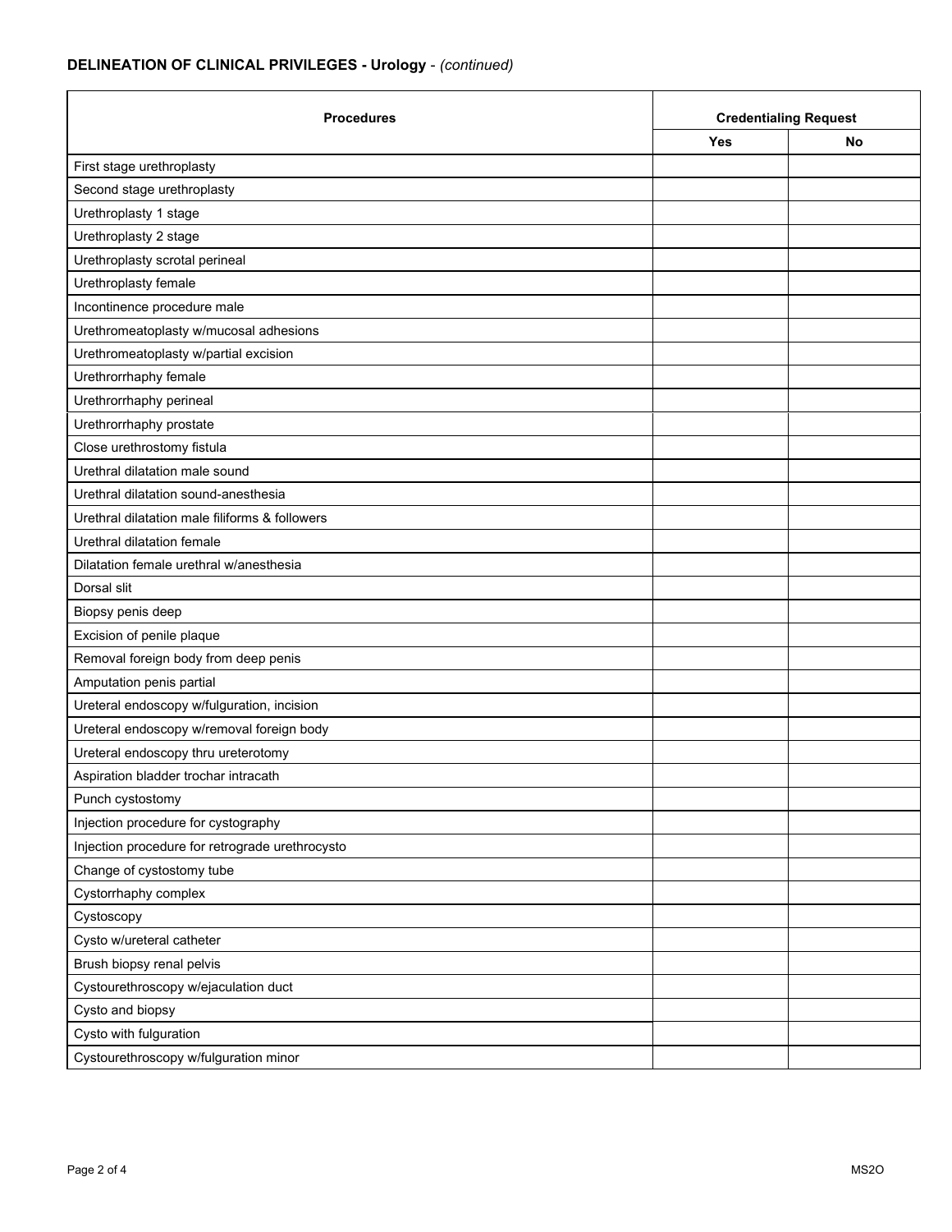**DELINEATION OF CLINICAL PRIVILEGES - Urology** - *(continued)*

| Procedures | Credentialing Request | |
|---|---|---|
| | Yes | No |
| First stage urethroplasty | | |
| Second stage urethroplasty | | |
| Urethroplasty 1 stage | | |
| Urethroplasty 2 stage | | |
| Urethroplasty scrotal perineal | | |
| Urethroplasty female | | |
| Incontinence procedure male | | |
| Urethromeatoplasty w/mucosal adhesions | | |
| Urethromeatoplasty w/partial excision | | |
| Urethrorrhaphy female | | |
| Urethrorrhaphy perineal | | |
| Urethrorrhaphy prostate | | |
| Close urethrostomy fistula | | |
| Urethral dilatation male sound | | |
| Urethral dilatation sound-anesthesia | | |
| Urethral dilatation male filiforms & followers | | |
| Urethral dilatation female | | |
| Dilatation female urethral w/anesthesia | | |
| Dorsal slit | | |
| Biopsy penis deep | | |
| Excision of penile plaque | | |
| Removal foreign body from deep penis | | |
| Amputation penis partial | | |
| Ureteral endoscopy w/fulguration, incision | | |
| Ureteral endoscopy w/removal foreign body | | |
| Ureteral endoscopy thru ureterotomy | | |
| Aspiration bladder trochar intracath | | |
| Punch cystostomy | | |
| Injection procedure for cystography | | |
| Injection procedure for retrograde urethrocysto | | |
| Change of cystostomy tube | | |
| Cystorrhaphy complex | | |
| Cystoscopy | | |
| Cysto w/ureteral catheter | | |
| Brush biopsy renal pelvis | | |
| Cystourethroscopy w/ejaculation duct | | |
| Cysto and biopsy | | |
| Cysto with fulguration | | |
| Cystourethroscopy w/fulguration minor | | |

MS2O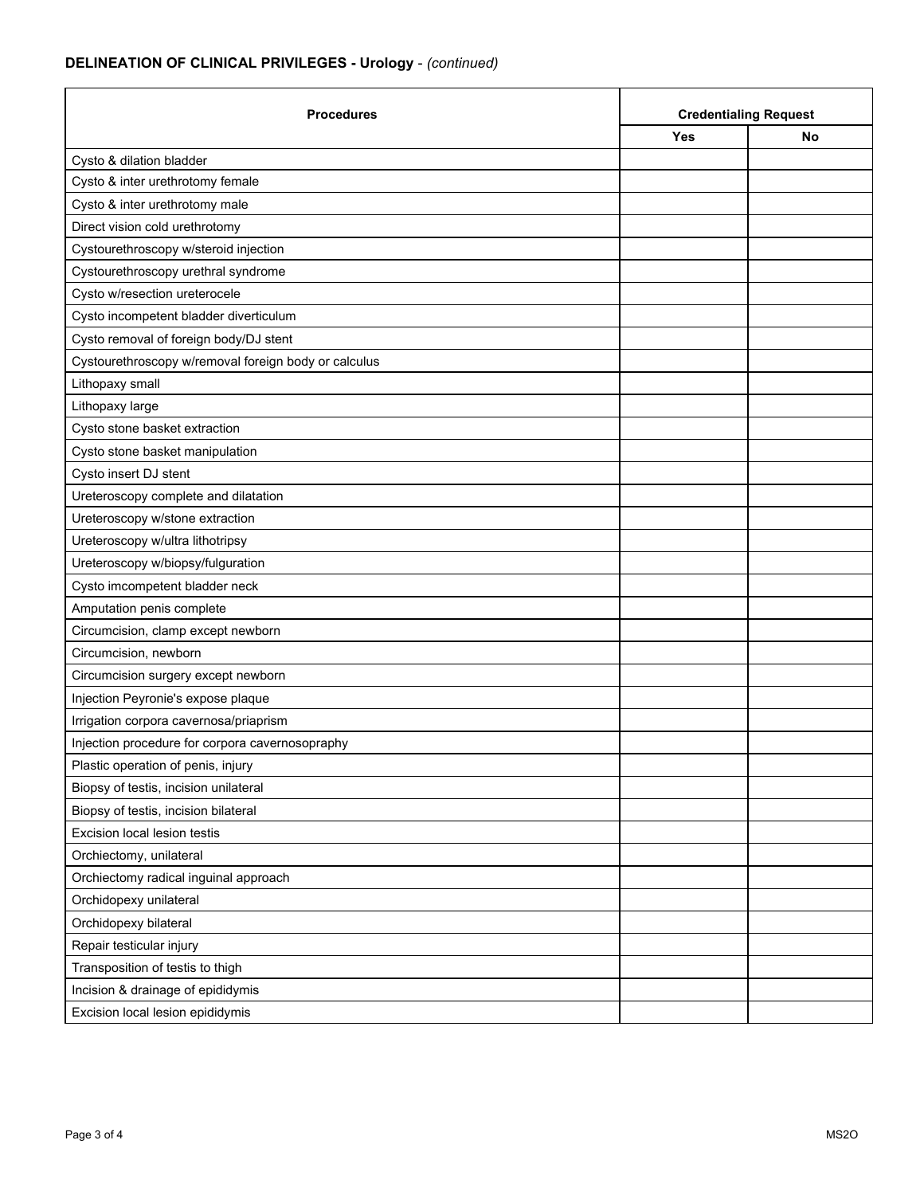**DELINEATION OF CLINICAL PRIVILEGES - Urology** - *(continued)*

| Procedures | Credentialing Request | |
|---|---|---|
| | Yes | No |
| Cysto & dilation bladder | | |
| Cysto & inter urethrotomy female | | |
| Cysto & inter urethrotomy male | | |
| Direct vision cold urethrotomy | | |
| Cystourethroscopy w/steroid injection | | |
| Cystourethroscopy urethral syndrome | | |
| Cysto w/resection ureterocele | | |
| Cysto incompetent bladder diverticulum | | |
| Cysto removal of foreign body/DJ stent | | |
| Cystourethroscopy w/removal foreign body or calculus | | |
| Lithopaxy small | | |
| Lithopaxy large | | |
| Cysto stone basket extraction | | |
| Cysto stone basket manipulation | | |
| Cysto insert DJ stent | | |
| Ureteroscopy complete and dilatation | | |
| Ureteroscopy w/stone extraction | | |
| Ureteroscopy w/ultra lithotripsy | | |
| Ureteroscopy w/biopsy/fulguration | | |
| Cysto imcompetent bladder neck | | |
| Amputation penis complete | | |
| Circumcision, clamp except newborn | | |
| Circumcision, newborn | | |
| Circumcision surgery except newborn | | |
| Injection Peyronie's expose plaque | | |
| Irrigation corpora cavernosa/priaprism | | |
| Injection procedure for corpora cavernosopraphy | | |
| Plastic operation of penis, injury | | |
| Biopsy of testis, incision unilateral | | |
| Biopsy of testis, incision bilateral | | |
| Excision local lesion testis | | |
| Orchiectomy, unilateral | | |
| Orchiectomy radical inguinal approach | | |
| Orchidopexy unilateral | | |
| Orchidopexy bilateral | | |
| Repair testicular injury | | |
| Transposition of testis to thigh | | |
| Incision & drainage of epididymis | | |
| Excision local lesion epididymis | | |

MS2O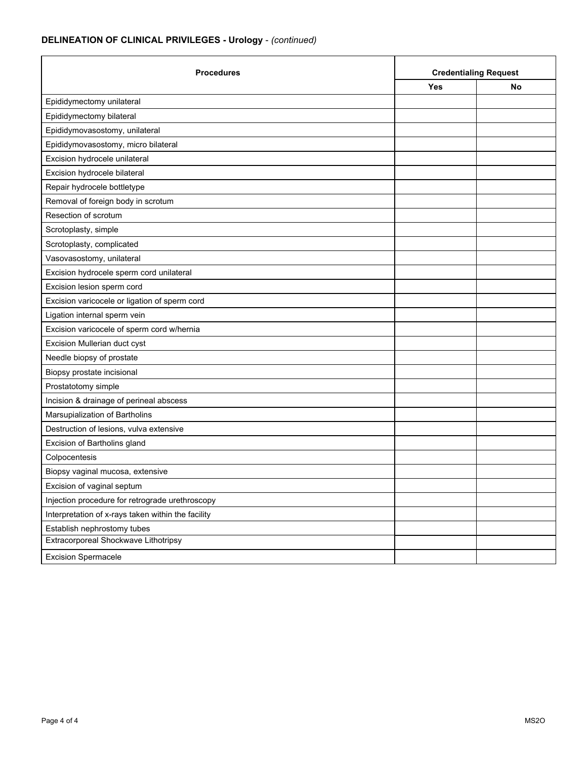**DELINEATION OF CLINICAL PRIVILEGES - Urology** - *(continued)*

| Procedures | Credentialing Request | |
|---|---|---|
| | Yes | No |
| Epididymectomy unilateral | | |
| Epididymectomy bilateral | | |
| Epididymovasostomy, unilateral | | |
| Epididymovasostomy, micro bilateral | | |
| Excision hydrocele unilateral | | |
| Excision hydrocele bilateral | | |
| Repair hydrocele bottletype | | |
| Removal of foreign body in scrotum | | |
| Resection of scrotum | | |
| Scrotoplasty, simple | | |
| Scrotoplasty, complicated | | |
| Vasovasostomy, unilateral | | |
| Excision hydrocele sperm cord unilateral | | |
| Excision lesion sperm cord | | |
| Excision varicocele or ligation of sperm cord | | |
| Ligation internal sperm vein | | |
| Excision varicocele of sperm cord w/hernia | | |
| Excision Mullerian duct cyst | | |
| Needle biopsy of prostate | | |
| Biopsy prostate incisional | | |
| Prostatotomy simple | | |
| Incision & drainage of perineal abscess | | |
| Marsupialization of Bartholins | | |
| Destruction of lesions, vulva extensive | | |
| Excision of Bartholins gland | | |
| Colpocentesis | | |
| Biopsy vaginal mucosa, extensive | | |
| Excision of vaginal septum | | |
| Injection procedure for retrograde urethroscopy | | |
| Interpretation of x-rays taken within the facility | | |
| Establish nephrostomy tubes | | |
| Extracorporeal Shockwave Lithotripsy | | |
| Excision Spermacele | | |

MS2O